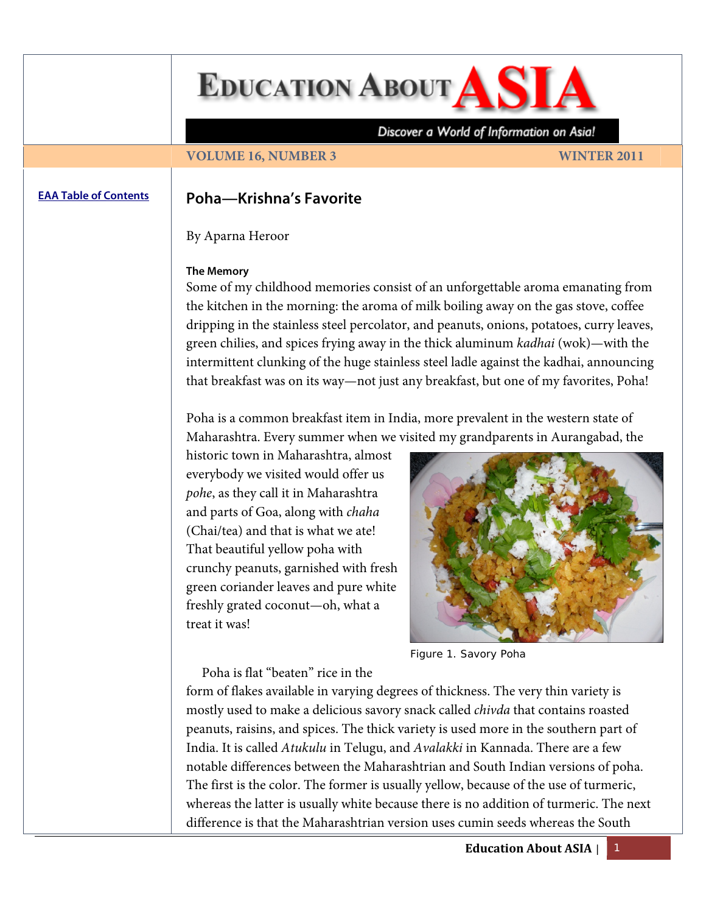# Poha—Krishna's Favorite

By Aparna Heroor

### The Memory

Some of my childhood memories consist of an unforgettable aroma emanating from the kitchen in the morning: the aroma of milk boiling away on the gas stove, coffee dripping in the stainless steel percolator, and peanuts, onions, potatoes, curry leaves, green chilies, and spices frying away in the thick aluminum *kadhai* (wok)—with the intermittent clunking of the huge stainless steel ladle against the kadhai, announcing that breakfast was on its way—not just any breakfast, but one of my favorites, Poha!

Poha is a common breakfast item in India, more prevalent in the western state of Maharashtra. Every summer when we visited my grandparents in Aurangabad, the historic town in Maharashtra, almost everybody we visited would offer us *pohe*, as they call it in Maharashtra and parts of Goa, along with *chaha* (Chai/tea) and that is what we ate! That beautiful yellow poha with crunchy peanuts, garnished with fresh green coriander leaves and pure white freshly grated coconut—oh, what a treat it was!

Figure 1. Savory Poha

Poha is flat "beaten" rice in the form of flakes available in varying degrees of thickness. The very thin variety is mostly used to make a delicious savory snack called *chivda* that contains roasted peanuts, raisins, and spices. The thick variety is used more in the southern part of India. It is called *Atukulu* in Telugu, and *Avalakki* in Kannada. There are a few notable differences between the Maharashtrian and South Indian versions of poha. The first is the color. The former is usually yellow, because of the use of turmeric, whereas the latter is usually white because there is no addition of turmeric. The next difference is that the Maharashtrian version uses cumin seeds whereas the South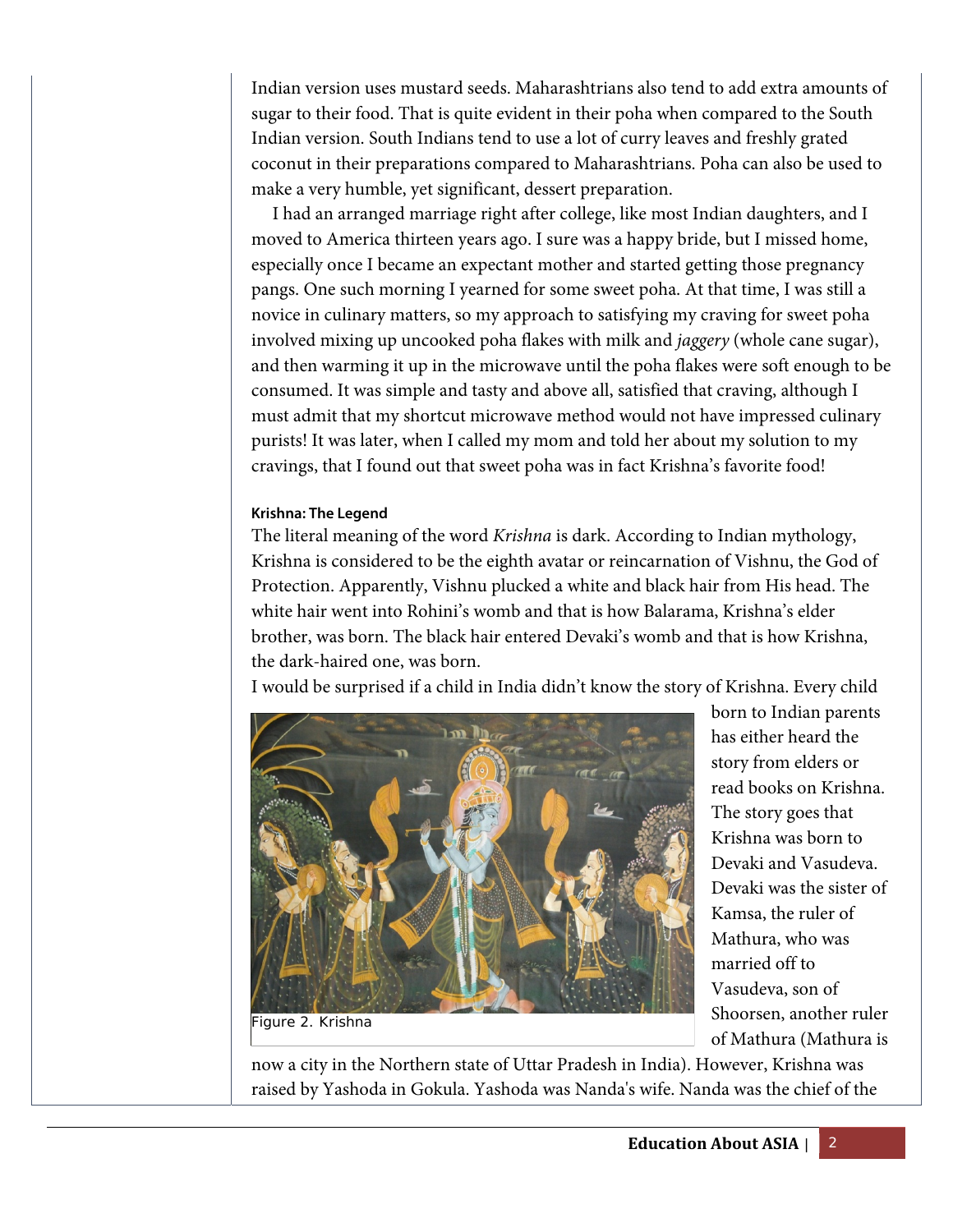Indian version uses mustard seeds. Maharashtrians also tend to add extra amounts of sugar to their food. That is quite evident in their poha when compared to the South Indian version. South Indians tend to use a lot of curry leaves and freshly grated coconut in their preparations compared to Maharashtrians. Poha can also be used to make a very humble, yet significant, dessert preparation.

I had an arranged marriage right after college, like most Indian daughters, and I moved to America thirteen years ago. I sure was a happy bride, but I missed home, especially once I became an expectant mother and started getting those pregnancy pangs. One such morning I yearned for some sweet poha. At that time, I was still a novice in culinary matters, so my approach to satisfying my craving for sweet poha involved mixing up uncooked poha flakes with milk and *jaggery* (whole cane sugar), and then warming it up in the microwave until the poha flakes were soft enough to be consumed. It was simple and tasty and above all, satisfied that craving, although I must admit that my shortcut microwave method would not have impressed culinary purists! It was later, when I called my mom and told her about my solution to my cravings, that I found out that sweet poha was in fact Krishna's favorite food!

#### Krishna: The Legend

The literal meaning of the word *Krishna* is dark. According to Indian mythology, Krishna is considered to be the eighth avatar or reincarnation of Vishnu, the God of Protection. Apparently, Vishnu plucked a white and black hair from His head. The white hair went into Rohini's womb and that is how Balarama, Krishna's elder brother, was born. The black hair entered Devaki's womb and that is how Krishna, the dark-haired one, was born.

I would be surprised if a child in India didn't know the story of Krishna. Every child born to Indian parents has either heard the story from elders or read books on Krishna. The story goes that Krishna was born to Devaki and Vasudeva. Devaki was the sister of Kamsa, the ruler of Mathura, who was married off to Vasudeva, son of Shoorsen, another ruler of Mathura (Mathura is now a city in the Northern state of Uttar Pradesh in India). However, Krishna was raised by Yashoda in Gokula. Yashoda was Nanda's wife. Nanda was the chief of the

Figure 2. Krishna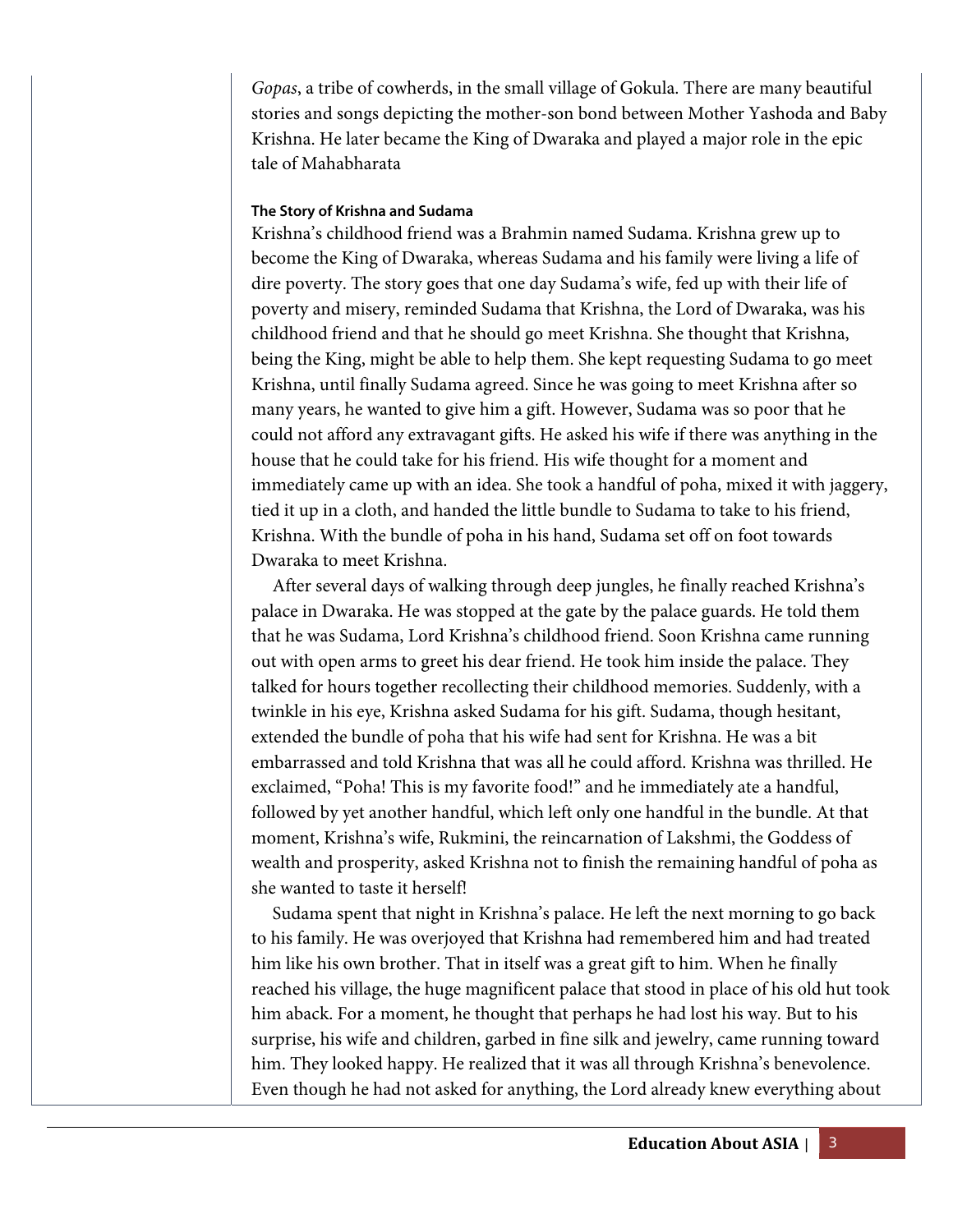*Gopas*, a tribe of cowherds, in the small village of Gokula. There are many beautiful stories and songs depicting the mother-son bond between Mother Yashoda and Baby Krishna. He later became the King of Dwaraka and played a major role in the epic tale of Mahabharata

#### The Story of Krishna and Sudama

Krishna's childhood friend was a Brahmin named Sudama. Krishna grew up to become the King of Dwaraka, whereas Sudama and his family were living a life of dire poverty. The story goes that one day Sudama's wife, fed up with their life of poverty and misery, reminded Sudama that Krishna, the Lord of Dwaraka, was his childhood friend and that he should go meet Krishna. She thought that Krishna, being the King, might be able to help them. She kept requesting Sudama to go meet Krishna, until finally Sudama agreed. Since he was going to meet Krishna after so many years, he wanted to give him a gift. However, Sudama was so poor that he could not afford any extravagant gifts. He asked his wife if there was anything in the house that he could take for his friend. His wife thought for a moment and immediately came up with an idea. She took a handful of poha, mixed it with jaggery, tied it up in a cloth, and handed the little bundle to Sudama to take to his friend, Krishna. With the bundle of poha in his hand, Sudama set off on foot towards Dwaraka to meet Krishna.

After several days of walking through deep jungles, he finally reached Krishna's palace in Dwaraka. He was stopped at the gate by the palace guards. He told them that he was Sudama, Lord Krishna's childhood friend. Soon Krishna came running out with open arms to greet his dear friend. He took him inside the palace. They talked for hours together recollecting their childhood memories. Suddenly, with a twinkle in his eye, Krishna asked Sudama for his gift. Sudama, though hesitant, extended the bundle of poha that his wife had sent for Krishna. He was a bit embarrassed and told Krishna that was all he could afford. Krishna was thrilled. He exclaimed, "Poha! This is my favorite food!" and he immediately ate a handful, followed by yet another handful, which left only one handful in the bundle. At that moment, Krishna's wife, Rukmini, the reincarnation of Lakshmi, the Goddess of wealth and prosperity, asked Krishna not to finish the remaining handful of poha as she wanted to taste it herself!

Sudama spent that night in Krishna's palace. He left the next morning to go back to his family. He was overjoyed that Krishna had remembered him and had treated him like his own brother. That in itself was a great gift to him. When he finally reached his village, the huge magnificent palace that stood in place of his old hut took him aback. For a moment, he thought that perhaps he had lost his way. But to his surprise, his wife and children, garbed in fine silk and jewelry, came running toward him. They looked happy. He realized that it was all through Krishna's benevolence. Even though he had not asked for anything, the Lord already knew everything about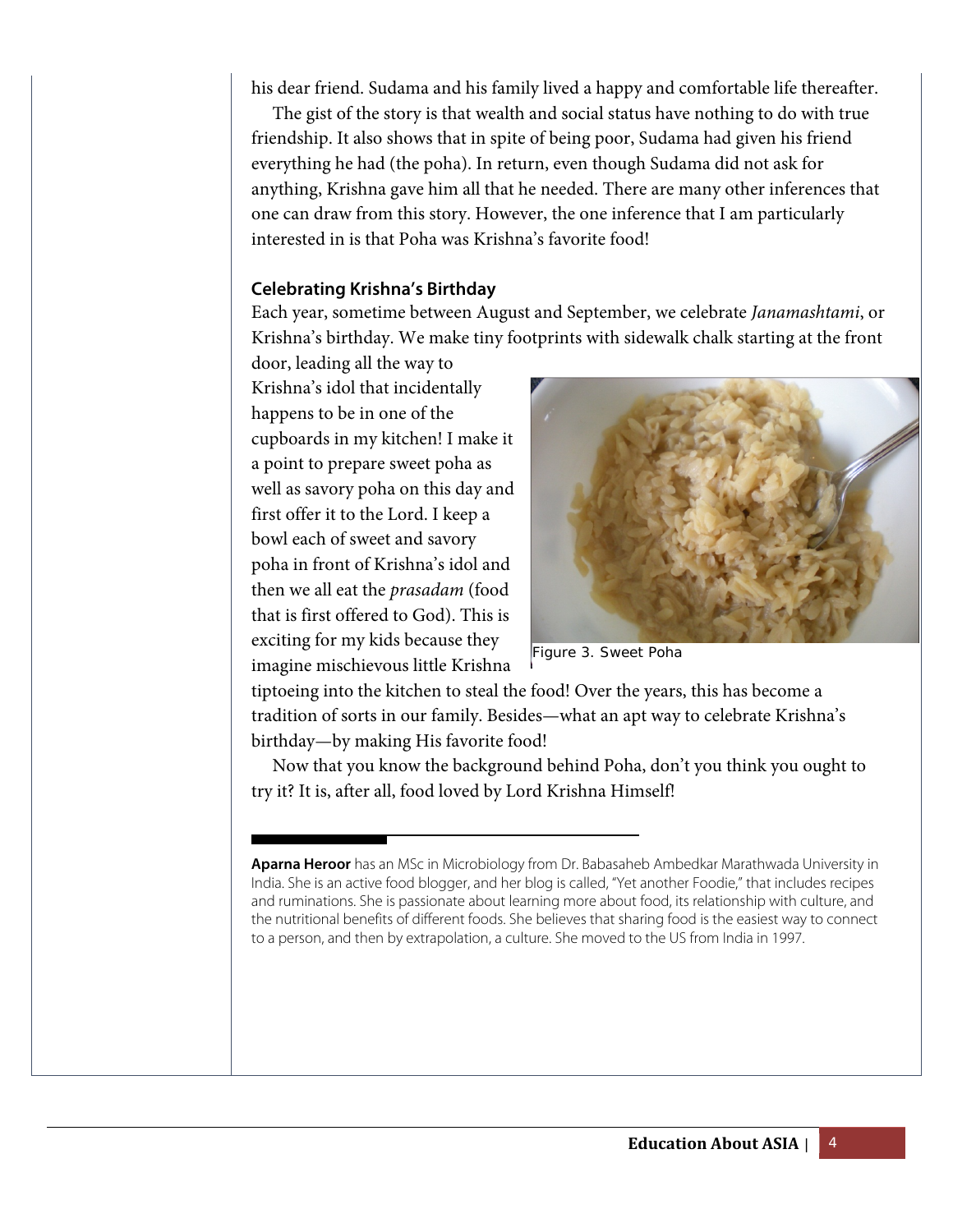his dear friend. Sudama and his family lived a happy and comfortable life thereafter.

The gist of the story is that wealth and social status have nothing to do with true friendship. It also shows that in spite of being poor, Sudama had given his friend everything he had (the poha). In return, even though Sudama did not ask for anything, Krishna gave him all that he needed. There are many other inferences that one can draw from this story. However, the one inference that I am particularly interested in is that Poha was Krishna's favorite food!

### Celebrating Krishna's Birthday

Each year, sometime between August and September, we celebrate *Janamashtami*, or Krishna's birthday. We make tiny footprints with sidewalk chalk starting at the front door, leading all the way to Krishna's idol that incidentally happens to be in one of the cupboards in my kitchen! I make it a point to prepare sweet poha as well as savory poha on this day and first offer it to the Lord. I keep a bowl each of sweet and savory poha in front of Krishna's idol and then we all eat the *prasadam* (food that is first offered to God). This is exciting for my kids because they imagine mischievous little Krishna tiptoeing into the kitchen to steal the food! Over the years, this has become a tradition of sorts in our family. Besides—what an apt way to celebrate Krishna's birthday—by making His favorite food!

Figure 3. Sweet Poha

Now that you know the background behind Poha, don't you think you ought to try it? It is, after all, food loved by Lord Krishna Himself!

---

**Aparna Heroor** has an MSc in Microbiology from Dr. Babasaheb Ambedkar Marathwada University in India. She is an active food blogger, and her blog is called, "Yet another Foodie," that includes recipes and ruminations. She is passionate about learning more about food, its relationship with culture, and the nutritional benefits of different foods. She believes that sharing food is the easiest way to connect to a person, and then by extrapolation, a culture. She moved to the US from India in 1997.